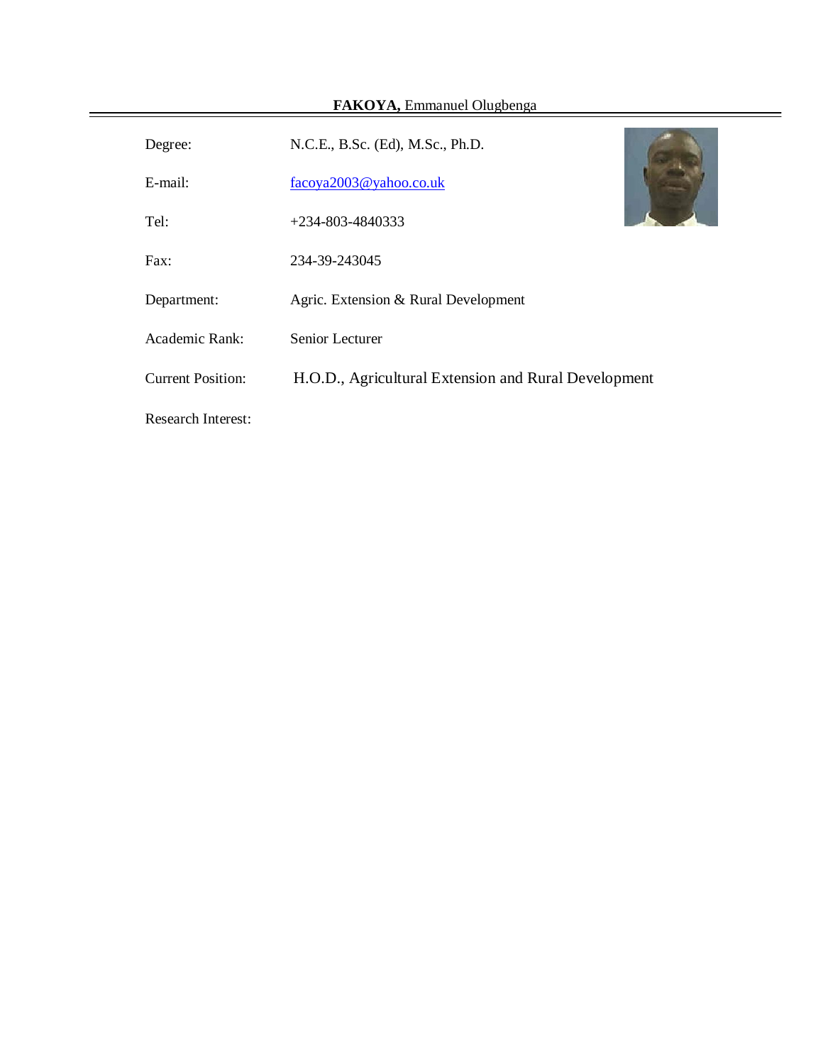**FAKOYA,** Emmanuel Olugbenga

| | |
|---|---|
| Degree: | N.C.E., B.Sc. (Ed), M.Sc., Ph.D. |
| E-mail: | facoya2003@yahoo.co.uk |
| Tel: | +234-803-4840333 |
| Fax: | 234-39-243045 |
| Department: | Agric. Extension & Rural Development |
| Academic Rank: | Senior Lecturer |
| Current Position: | H.O.D., Agricultural Extension and Rural Development |
| Research Interest: | |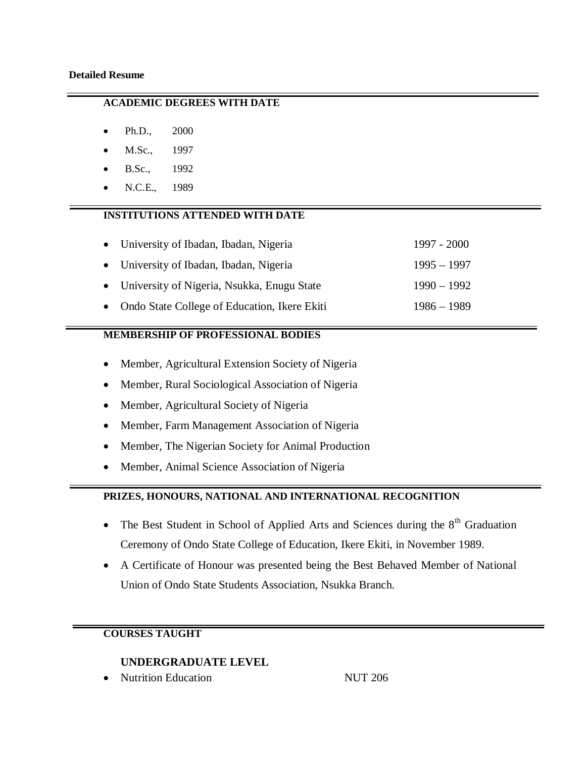**Detailed Resume**

## ACADEMIC DEGREES WITH DATE

- Ph.D., 2000
- M.Sc., 1997
- B.Sc., 1992
- N.C.E., 1989

## INSTITUTIONS ATTENDED WITH DATE

- University of Ibadan, Ibadan, Nigeria 1997 - 2000
- University of Ibadan, Ibadan, Nigeria 1995 – 1997
- University of Nigeria, Nsukka, Enugu State 1990 – 1992
- Ondo State College of Education, Ikere Ekiti 1986 – 1989

## MEMBERSHIP OF PROFESSIONAL BODIES

- Member, Agricultural Extension Society of Nigeria
- Member, Rural Sociological Association of Nigeria
- Member, Agricultural Society of Nigeria
- Member, Farm Management Association of Nigeria
- Member, The Nigerian Society for Animal Production
- Member, Animal Science Association of Nigeria

## PRIZES, HONOURS, NATIONAL AND INTERNATIONAL RECOGNITION

- The Best Student in School of Applied Arts and Sciences during the 8th Graduation Ceremony of Ondo State College of Education, Ikere Ekiti, in November 1989.
- A Certificate of Honour was presented being the Best Behaved Member of National Union of Ondo State Students Association, Nsukka Branch.

## COURSES TAUGHT

### UNDERGRADUATE LEVEL

- Nutrition Education NUT 206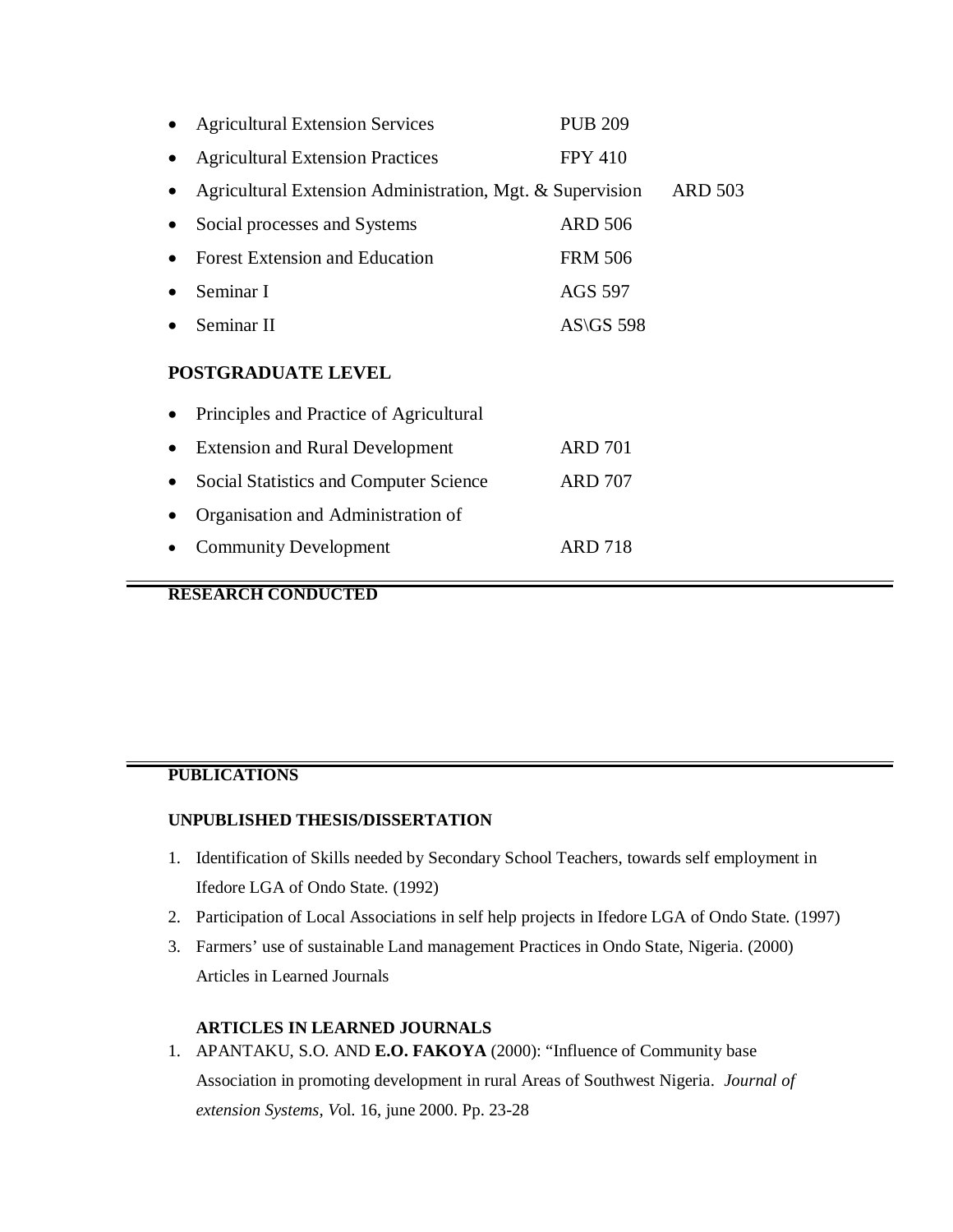- Agricultural Extension Services PUB 209
- Agricultural Extension Practices FPY 410
- Agricultural Extension Administration, Mgt. & Supervision ARD 503
- Social processes and Systems ARD 506
- Forest Extension and Education FRM 506
- Seminar I AGS 597
- Seminar II AS\GS 598

**POSTGRADUATE LEVEL**

- Principles and Practice of Agricultural
- Extension and Rural Development ARD 701
- Social Statistics and Computer Science ARD 707
- Organisation and Administration of
- Community Development ARD 718

**RESEARCH CONDUCTED**

**PUBLICATIONS**

**UNPUBLISHED THESIS/DISSERTATION**

1. Identification of Skills needed by Secondary School Teachers, towards self employment in Ifedore LGA of Ondo State. (1992)
2. Participation of Local Associations in self help projects in Ifedore LGA of Ondo State. (1997)
3. Farmers' use of sustainable Land management Practices in Ondo State, Nigeria. (2000) Articles in Learned Journals

**ARTICLES IN LEARNED JOURNALS**

1. APANTAKU, S.O. AND **E.O. FAKOYA** (2000): "Influence of Community base Association in promoting development in rural Areas of Southwest Nigeria. *Journal of extension Systems, V*ol. 16, june 2000. Pp. 23-28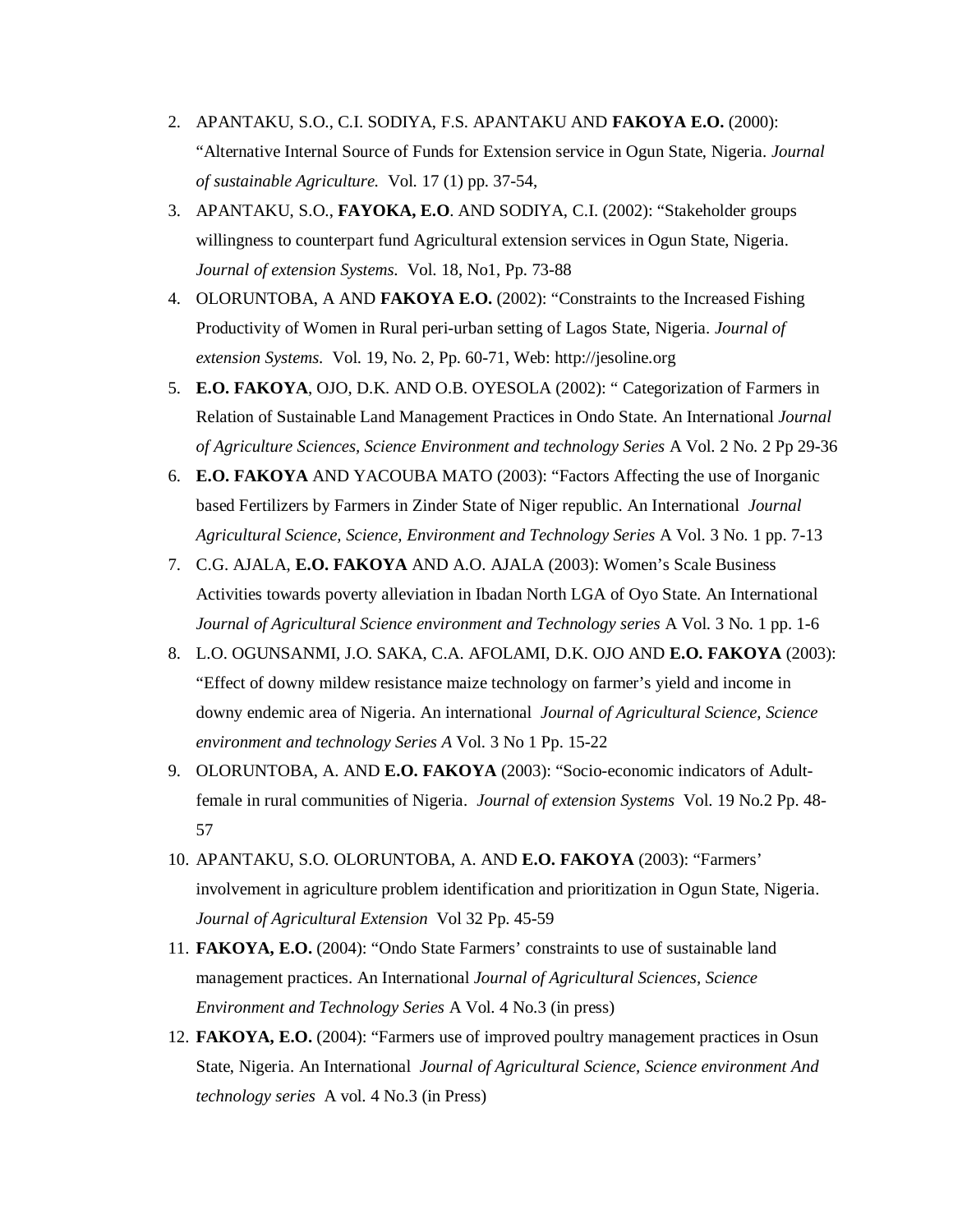2. APANTAKU, S.O., C.I. SODIYA, F.S. APANTAKU AND **FAKOYA E.O.** (2000): "Alternative Internal Source of Funds for Extension service in Ogun State, Nigeria. *Journal of sustainable Agriculture.* Vol. 17 (1) pp. 37-54,
3. APANTAKU, S.O., **FAYOKA, E.O**. AND SODIYA, C.I. (2002): "Stakeholder groups willingness to counterpart fund Agricultural extension services in Ogun State, Nigeria. *Journal of extension Systems.* Vol. 18, No1, Pp. 73-88
4. OLORUNTOBA, A AND **FAKOYA E.O.** (2002): "Constraints to the Increased Fishing Productivity of Women in Rural peri-urban setting of Lagos State, Nigeria. *Journal of extension Systems.* Vol. 19, No. 2, Pp. 60-71, Web: http://jesoline.org
5. **E.O. FAKOYA**, OJO, D.K. AND O.B. OYESOLA (2002): " Categorization of Farmers in Relation of Sustainable Land Management Practices in Ondo State. An International *Journal of Agriculture Sciences, Science Environment and technology Series* A Vol. 2 No. 2 Pp 29-36
6. **E.O. FAKOYA** AND YACOUBA MATO (2003): "Factors Affecting the use of Inorganic based Fertilizers by Farmers in Zinder State of Niger republic. An International *Journal Agricultural Science, Science, Environment and Technology Series* A Vol. 3 No. 1 pp. 7-13
7. C.G. AJALA, **E.O. FAKOYA** AND A.O. AJALA (2003): Women's Scale Business Activities towards poverty alleviation in Ibadan North LGA of Oyo State. An International *Journal of Agricultural Science environment and Technology series* A Vol. 3 No. 1 pp. 1-6
8. L.O. OGUNSANMI, J.O. SAKA, C.A. AFOLAMI, D.K. OJO AND **E.O. FAKOYA** (2003): "Effect of downy mildew resistance maize technology on farmer's yield and income in downy endemic area of Nigeria. An international *Journal of Agricultural Science, Science environment and technology Series A* Vol. 3 No 1 Pp. 15-22
9. OLORUNTOBA, A. AND **E.O. FAKOYA** (2003): "Socio-economic indicators of Adult-female in rural communities of Nigeria. *Journal of extension Systems* Vol. 19 No.2 Pp. 48-57
10. APANTAKU, S.O. OLORUNTOBA, A. AND **E.O. FAKOYA** (2003): "Farmers' involvement in agriculture problem identification and prioritization in Ogun State, Nigeria. *Journal of Agricultural Extension* Vol 32 Pp. 45-59
11. **FAKOYA, E.O.** (2004): "Ondo State Farmers' constraints to use of sustainable land management practices. An International *Journal of Agricultural Sciences, Science Environment and Technology Series* A Vol. 4 No.3 (in press)
12. **FAKOYA, E.O.** (2004): "Farmers use of improved poultry management practices in Osun State, Nigeria. An International *Journal of Agricultural Science, Science environment And technology series* A vol. 4 No.3 (in Press)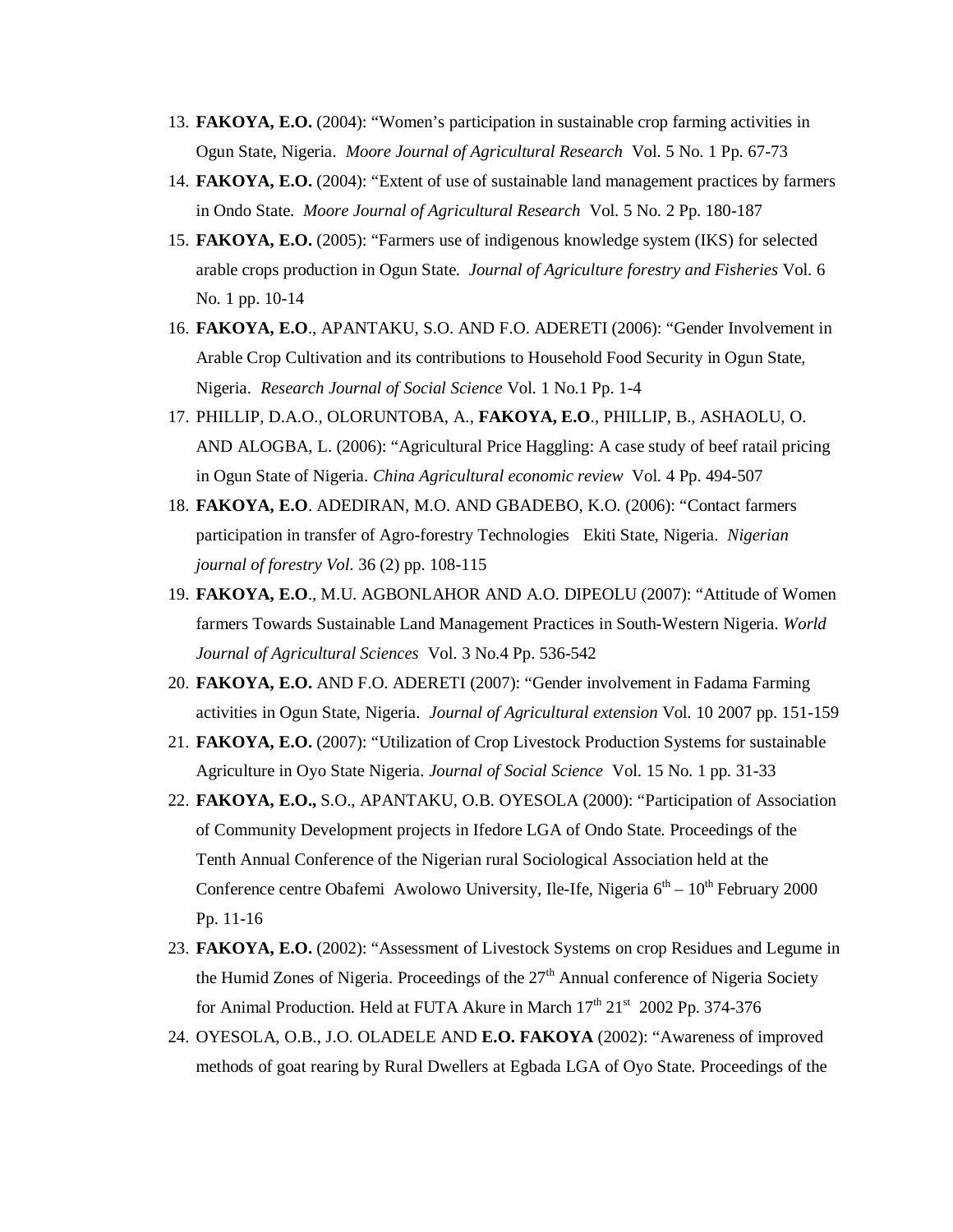13. **FAKOYA, E.O.** (2004): "Women's participation in sustainable crop farming activities in Ogun State, Nigeria. *Moore Journal of Agricultural Research* Vol. 5 No. 1 Pp. 67-73
14. **FAKOYA, E.O.** (2004): "Extent of use of sustainable land management practices by farmers in Ondo State. *Moore Journal of Agricultural Research* Vol. 5 No. 2 Pp. 180-187
15. **FAKOYA, E.O.** (2005): "Farmers use of indigenous knowledge system (IKS) for selected arable crops production in Ogun State. *Journal of Agriculture forestry and Fisheries* Vol. 6 No. 1 pp. 10-14
16. **FAKOYA, E.O**., APANTAKU, S.O. AND F.O. ADERETI (2006): "Gender Involvement in Arable Crop Cultivation and its contributions to Household Food Security in Ogun State, Nigeria. *Research Journal of Social Science* Vol. 1 No.1 Pp. 1-4
17. PHILLIP, D.A.O., OLORUNTOBA, A., **FAKOYA, E.O**., PHILLIP, B., ASHAOLU, O. AND ALOGBA, L. (2006): "Agricultural Price Haggling: A case study of beef ratail pricing in Ogun State of Nigeria. *China Agricultural economic review* Vol. 4 Pp. 494-507
18. **FAKOYA, E.O**. ADEDIRAN, M.O. AND GBADEBO, K.O. (2006): "Contact farmers participation in transfer of Agro-forestry Technologies Ekiti State, Nigeria. *Nigerian journal of forestry Vol.* 36 (2) pp. 108-115
19. **FAKOYA, E.O**., M.U. AGBONLAHOR AND A.O. DIPEOLU (2007): "Attitude of Women farmers Towards Sustainable Land Management Practices in South-Western Nigeria. *World Journal of Agricultural Sciences* Vol. 3 No.4 Pp. 536-542
20. **FAKOYA, E.O.** AND F.O. ADERETI (2007): "Gender involvement in Fadama Farming activities in Ogun State, Nigeria. *Journal of Agricultural extension* Vol. 10 2007 pp. 151-159
21. **FAKOYA, E.O.** (2007): "Utilization of Crop Livestock Production Systems for sustainable Agriculture in Oyo State Nigeria. *Journal of Social Science* Vol. 15 No. 1 pp. 31-33
22. **FAKOYA, E.O.,** S.O., APANTAKU, O.B. OYESOLA (2000): "Participation of Association of Community Development projects in Ifedore LGA of Ondo State. Proceedings of the Tenth Annual Conference of the Nigerian rural Sociological Association held at the Conference centre Obafemi Awolowo University, Ile-Ife, Nigeria 6th – 10th February 2000 Pp. 11-16
23. **FAKOYA, E.O.** (2002): "Assessment of Livestock Systems on crop Residues and Legume in the Humid Zones of Nigeria. Proceedings of the 27th Annual conference of Nigeria Society for Animal Production. Held at FUTA Akure in March 17th 21st 2002 Pp. 374-376
24. OYESOLA, O.B., J.O. OLADELE AND **E.O. FAKOYA** (2002): "Awareness of improved methods of goat rearing by Rural Dwellers at Egbada LGA of Oyo State. Proceedings of the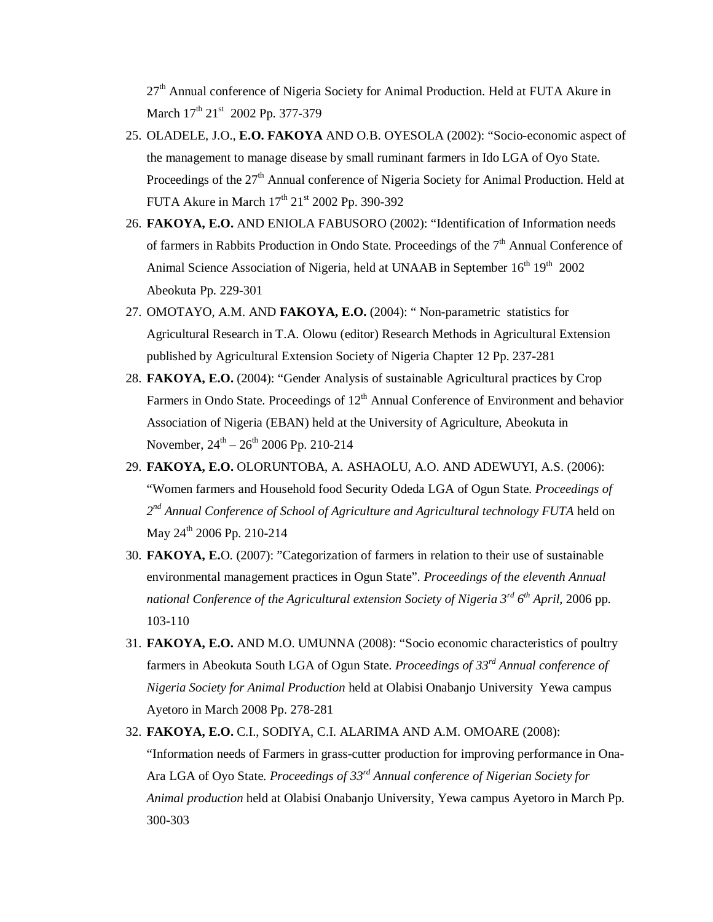27th Annual conference of Nigeria Society for Animal Production. Held at FUTA Akure in March 17th 21st 2002 Pp. 377-379

25. OLADELE, J.O., **E.O. FAKOYA** AND O.B. OYESOLA (2002): "Socio-economic aspect of the management to manage disease by small ruminant farmers in Ido LGA of Oyo State. Proceedings of the 27th Annual conference of Nigeria Society for Animal Production. Held at FUTA Akure in March 17th 21st 2002 Pp. 390-392
26. **FAKOYA, E.O.** AND ENIOLA FABUSORO (2002): "Identification of Information needs of farmers in Rabbits Production in Ondo State. Proceedings of the 7th Annual Conference of Animal Science Association of Nigeria, held at UNAAB in September 16th 19th 2002 Abeokuta Pp. 229-301
27. OMOTAYO, A.M. AND **FAKOYA, E.O.** (2004): " Non-parametric statistics for Agricultural Research in T.A. Olowu (editor) Research Methods in Agricultural Extension published by Agricultural Extension Society of Nigeria Chapter 12 Pp. 237-281
28. **FAKOYA, E.O.** (2004): "Gender Analysis of sustainable Agricultural practices by Crop Farmers in Ondo State. Proceedings of 12th Annual Conference of Environment and behavior Association of Nigeria (EBAN) held at the University of Agriculture, Abeokuta in November, 24th – 26th 2006 Pp. 210-214
29. **FAKOYA, E.O.** OLORUNTOBA, A. ASHAOLU, A.O. AND ADEWUYI, A.S. (2006): "Women farmers and Household food Security Odeda LGA of Ogun State. *Proceedings of 2nd Annual Conference of School of Agriculture and Agricultural technology FUTA* held on May 24th 2006 Pp. 210-214
30. **FAKOYA, E.**O. (2007): "Categorization of farmers in relation to their use of sustainable environmental management practices in Ogun State". *Proceedings of the eleventh Annual national Conference of the Agricultural extension Society of Nigeria 3rd 6th April*, 2006 pp. 103-110
31. **FAKOYA, E.O.** AND M.O. UMUNNA (2008): "Socio economic characteristics of poultry farmers in Abeokuta South LGA of Ogun State. *Proceedings of 33rd Annual conference of Nigeria Society for Animal Production* held at Olabisi Onabanjo University Yewa campus Ayetoro in March 2008 Pp. 278-281
32. **FAKOYA, E.O.** C.I., SODIYA, C.I. ALARIMA AND A.M. OMOARE (2008): "Information needs of Farmers in grass-cutter production for improving performance in Ona-Ara LGA of Oyo State. *Proceedings of 33rd Annual conference of Nigerian Society for Animal production* held at Olabisi Onabanjo University, Yewa campus Ayetoro in March Pp. 300-303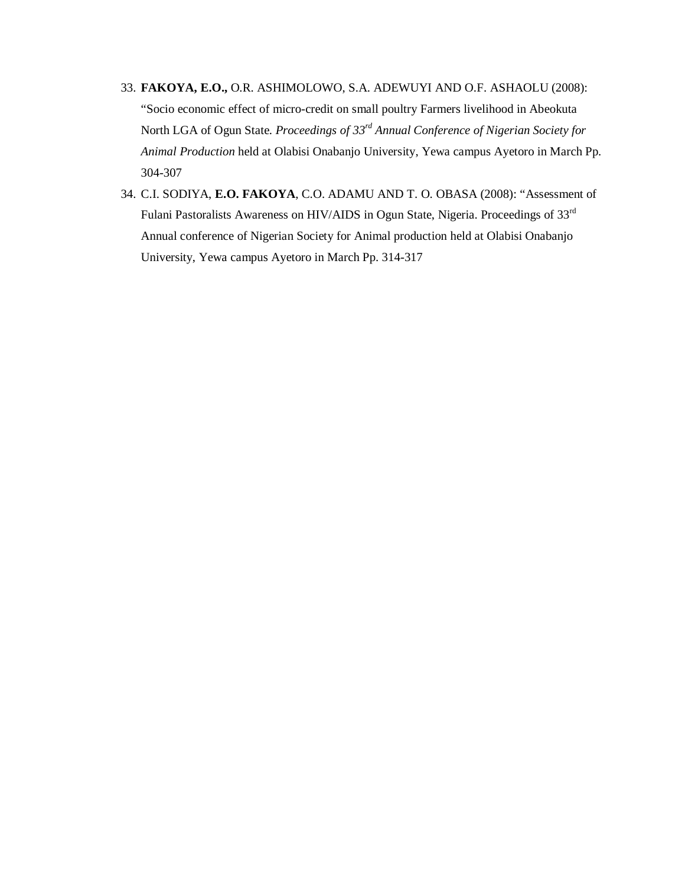33. **FAKOYA, E.O.,** O.R. ASHIMOLOWO, S.A. ADEWUYI AND O.F. ASHAOLU (2008): "Socio economic effect of micro-credit on small poultry Farmers livelihood in Abeokuta North LGA of Ogun State. *Proceedings of 33rd Annual Conference of Nigerian Society for Animal Production* held at Olabisi Onabanjo University, Yewa campus Ayetoro in March Pp. 304-307
34. C.I. SODIYA, **E.O. FAKOYA**, C.O. ADAMU AND T. O. OBASA (2008): "Assessment of Fulani Pastoralists Awareness on HIV/AIDS in Ogun State, Nigeria. Proceedings of 33rd Annual conference of Nigerian Society for Animal production held at Olabisi Onabanjo University, Yewa campus Ayetoro in March Pp. 314-317